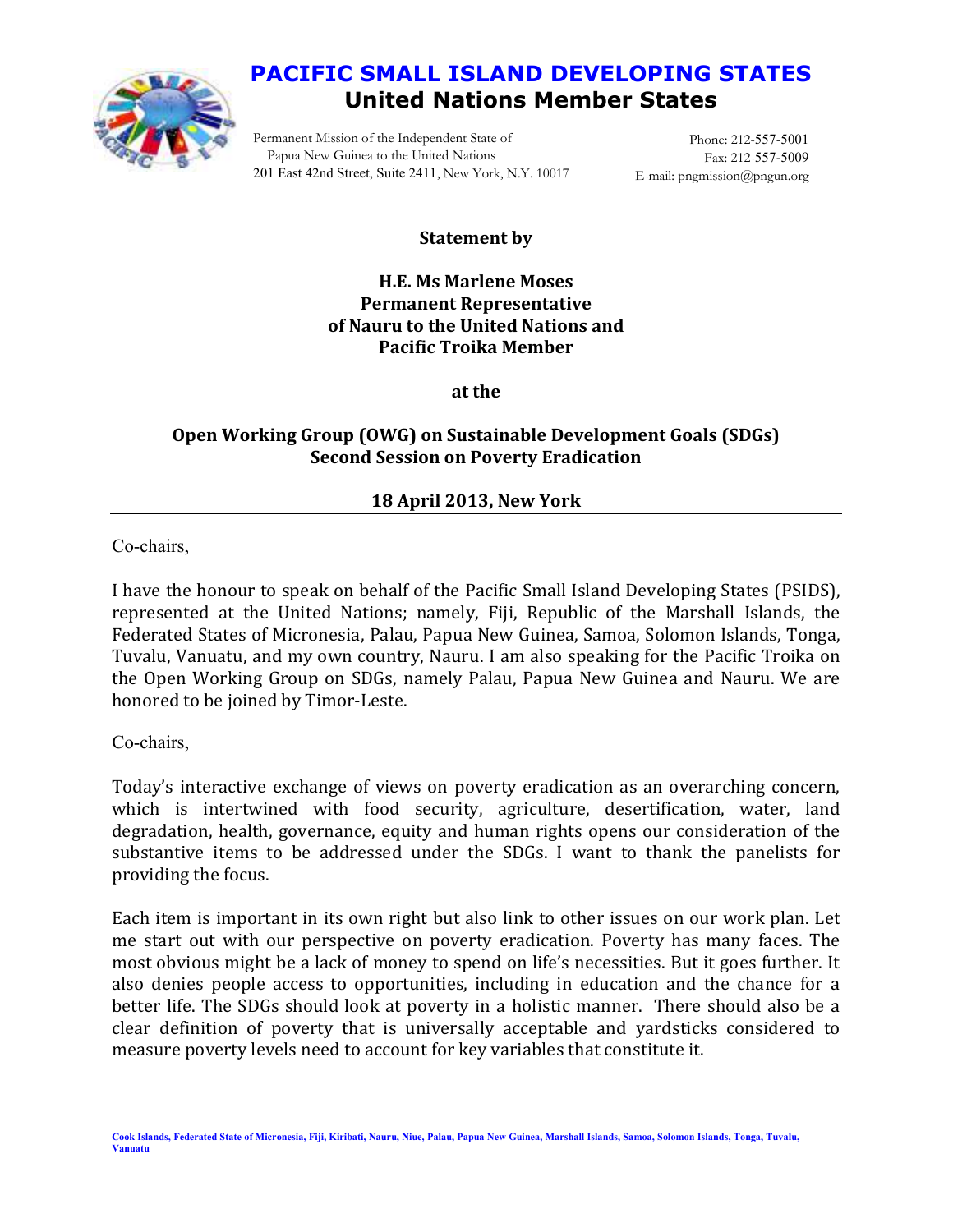# PACIFIC SMALL ISLAND DEVELOPING STATES

## United Nations Member States

Permanent Mission of the Independent State of Papua New Guinea to the United Nations
201 East 42nd Street, Suite 2411, New York, N.Y. 10017

Phone: 212-557-5001
Fax: 212-557-5009
E-mail: pngmission@pngun.org

**Statement by**

**H.E. Ms Marlene Moses**
**Permanent Representative**
**of Nauru to the United Nations and**
**Pacific Troika Member**

**at the**

**Open Working Group (OWG) on Sustainable Development Goals (SDGs)**
**Second Session on Poverty Eradication**

**18 April 2013, New York**

---

Co-chairs,

I have the honour to speak on behalf of the Pacific Small Island Developing States (PSIDS), represented at the United Nations; namely, Fiji, Republic of the Marshall Islands, the Federated States of Micronesia, Palau, Papua New Guinea, Samoa, Solomon Islands, Tonga, Tuvalu, Vanuatu, and my own country, Nauru. I am also speaking for the Pacific Troika on the Open Working Group on SDGs, namely Palau, Papua New Guinea and Nauru. We are honored to be joined by Timor-Leste.

Co-chairs,

Today's interactive exchange of views on poverty eradication as an overarching concern, which is intertwined with food security, agriculture, desertification, water, land degradation, health, governance, equity and human rights opens our consideration of the substantive items to be addressed under the SDGs. I want to thank the panelists for providing the focus.

Each item is important in its own right but also link to other issues on our work plan. Let me start out with our perspective on poverty eradication. Poverty has many faces. The most obvious might be a lack of money to spend on life's necessities. But it goes further. It also denies people access to opportunities, including in education and the chance for a better life. The SDGs should look at poverty in a holistic manner. There should also be a clear definition of poverty that is universally acceptable and yardsticks considered to measure poverty levels need to account for key variables that constitute it.

Cook Islands, Federated State of Micronesia, Fiji, Kiribati, Nauru, Niue, Palau, Papua New Guinea, Marshall Islands, Samoa, Solomon Islands, Tonga, Tuvalu, Vanuatu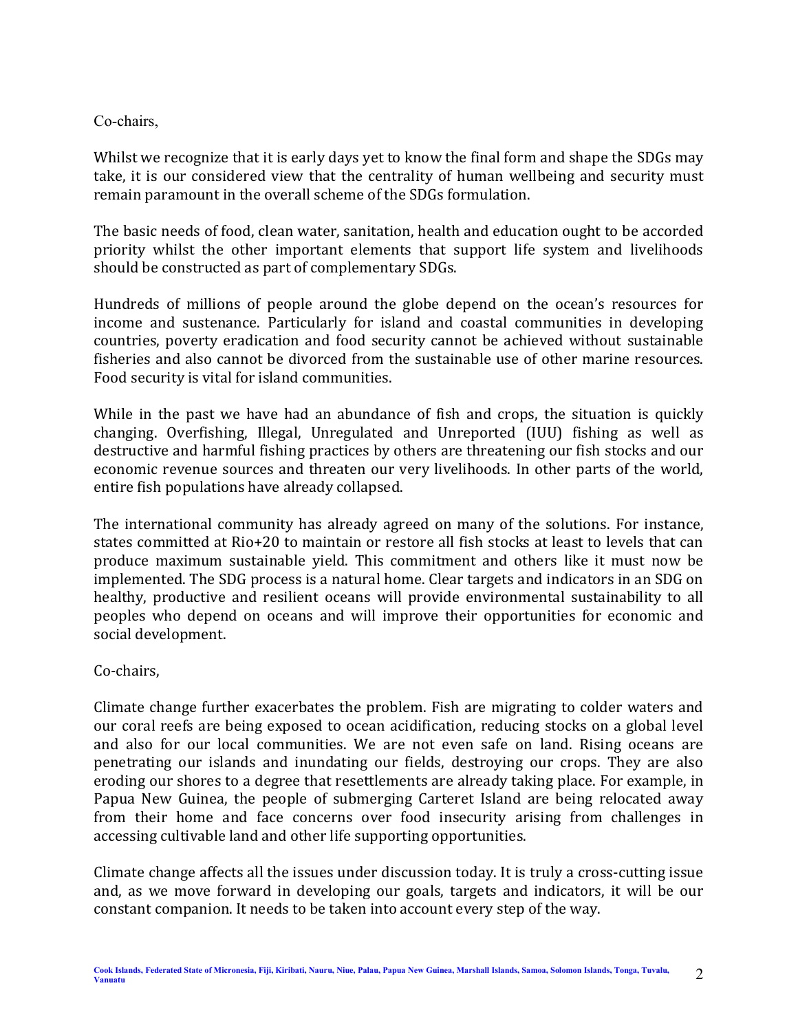Co-chairs,

Whilst we recognize that it is early days yet to know the final form and shape the SDGs may take, it is our considered view that the centrality of human wellbeing and security must remain paramount in the overall scheme of the SDGs formulation.

The basic needs of food, clean water, sanitation, health and education ought to be accorded priority whilst the other important elements that support life system and livelihoods should be constructed as part of complementary SDGs.

Hundreds of millions of people around the globe depend on the ocean's resources for income and sustenance. Particularly for island and coastal communities in developing countries, poverty eradication and food security cannot be achieved without sustainable fisheries and also cannot be divorced from the sustainable use of other marine resources. Food security is vital for island communities.

While in the past we have had an abundance of fish and crops, the situation is quickly changing. Overfishing, Illegal, Unregulated and Unreported (IUU) fishing as well as destructive and harmful fishing practices by others are threatening our fish stocks and our economic revenue sources and threaten our very livelihoods. In other parts of the world, entire fish populations have already collapsed.

The international community has already agreed on many of the solutions. For instance, states committed at Rio+20 to maintain or restore all fish stocks at least to levels that can produce maximum sustainable yield. This commitment and others like it must now be implemented. The SDG process is a natural home. Clear targets and indicators in an SDG on healthy, productive and resilient oceans will provide environmental sustainability to all peoples who depend on oceans and will improve their opportunities for economic and social development.

Co-chairs,

Climate change further exacerbates the problem. Fish are migrating to colder waters and our coral reefs are being exposed to ocean acidification, reducing stocks on a global level and also for our local communities. We are not even safe on land. Rising oceans are penetrating our islands and inundating our fields, destroying our crops. They are also eroding our shores to a degree that resettlements are already taking place. For example, in Papua New Guinea, the people of submerging Carteret Island are being relocated away from their home and face concerns over food insecurity arising from challenges in accessing cultivable land and other life supporting opportunities.

Climate change affects all the issues under discussion today. It is truly a cross-cutting issue and, as we move forward in developing our goals, targets and indicators, it will be our constant companion. It needs to be taken into account every step of the way.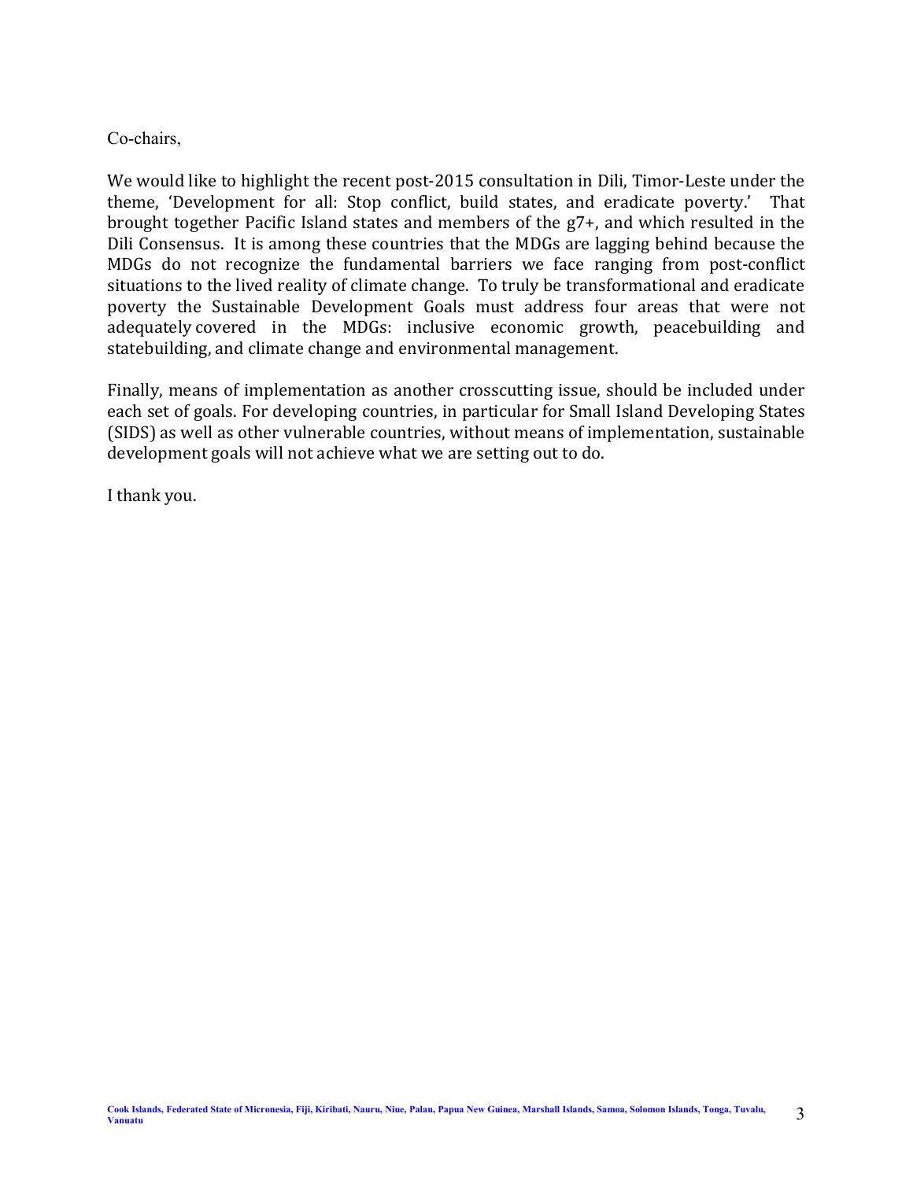Co-chairs,

We would like to highlight the recent post-2015 consultation in Dili, Timor-Leste under the theme, 'Development for all: Stop conflict, build states, and eradicate poverty.' That brought together Pacific Island states and members of the g7+, and which resulted in the Dili Consensus. It is among these countries that the MDGs are lagging behind because the MDGs do not recognize the fundamental barriers we face ranging from post-conflict situations to the lived reality of climate change. To truly be transformational and eradicate poverty the Sustainable Development Goals must address four areas that were not adequately covered in the MDGs: inclusive economic growth, peacebuilding and statebuilding, and climate change and environmental management.

Finally, means of implementation as another crosscutting issue, should be included under each set of goals. For developing countries, in particular for Small Island Developing States (SIDS) as well as other vulnerable countries, without means of implementation, sustainable development goals will not achieve what we are setting out to do.

I thank you.